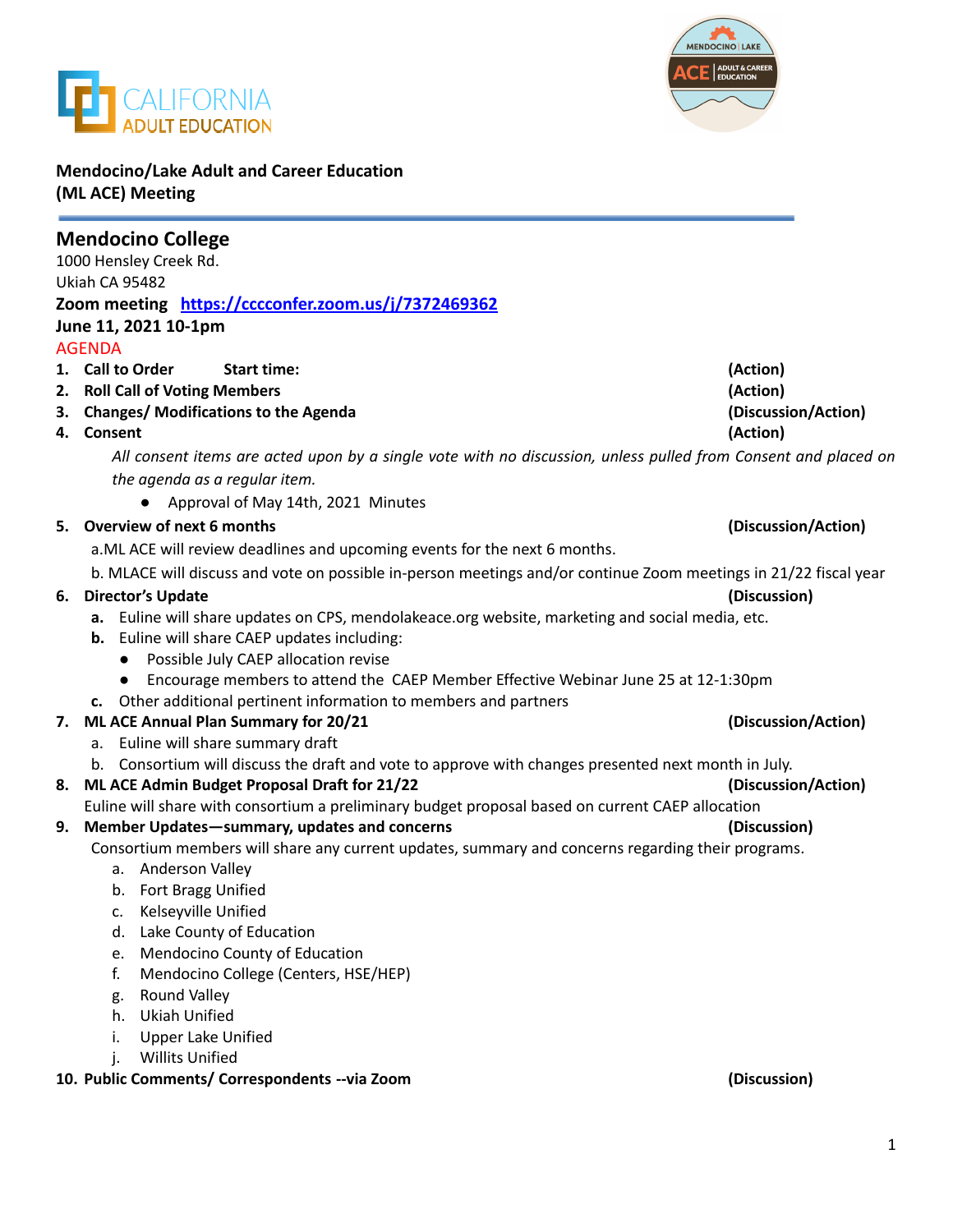CALIFORNIA ADULT EDUCATION

MENDOCINO | LAKE ACE ADULT & CAREER EDUCATION

**Mendocino/Lake Adult and Career Education (ML ACE) Meeting**

## Mendocino College

1000 Hensley Creek Rd.
Ukiah CA 95482

**Zoom meeting** **[https://cccconfer.zoom.us/j/7372469362](https://cccconfer.zoom.us/j/7372469362)**

**June 11, 2021 10-1pm**

AGENDA

1. **Call to Order Start time:** **(Action)**
2. **Roll Call of Voting Members** **(Action)**
3. **Changes/ Modifications to the Agenda** **(Discussion/Action)**
4. **Consent** **(Action)**

   *All consent items are acted upon by a single vote with no discussion, unless pulled from Consent and placed on the agenda as a regular item.*

   - Approval of May 14th, 2021 Minutes

5. **Overview of next 6 months** **(Discussion/Action)**

   a. ML ACE will review deadlines and upcoming events for the next 6 months.

   b. MLACE will discuss and vote on possible in-person meetings and/or continue Zoom meetings in 21/22 fiscal year

6. **Director's Update** **(Discussion)**

   **a.** Euline will share updates on CPS, mendolakeace.org website, marketing and social media, etc.

   **b.** Euline will share CAEP updates including:
   - Possible July CAEP allocation revise
   - Encourage members to attend the CAEP Member Effective Webinar June 25 at 12-1:30pm

   **c.** Other additional pertinent information to members and partners

7. **ML ACE Annual Plan Summary for 20/21** **(Discussion/Action)**

   a. Euline will share summary draft

   b. Consortium will discuss the draft and vote to approve with changes presented next month in July.

8. **ML ACE Admin Budget Proposal Draft for 21/22** **(Discussion/Action)**

   Euline will share with consortium a preliminary budget proposal based on current CAEP allocation

9. **Member Updates—summary, updates and concerns** **(Discussion)**

   Consortium members will share any current updates, summary and concerns regarding their programs.

   a. Anderson Valley
   b. Fort Bragg Unified
   c. Kelseyville Unified
   d. Lake County of Education
   e. Mendocino County of Education
   f. Mendocino College (Centers, HSE/HEP)
   g. Round Valley
   h. Ukiah Unified
   i. Upper Lake Unified
   j. Willits Unified

10. **Public Comments/ Correspondents --via Zoom** **(Discussion)**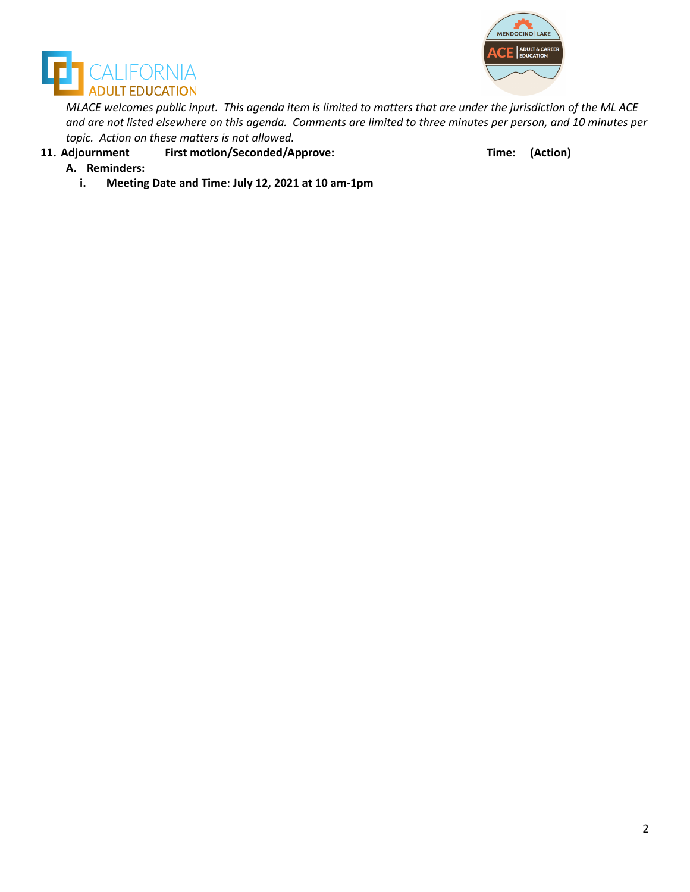*MLACE welcomes public input. This agenda item is limited to matters that are under the jurisdiction of the ML ACE and are not listed elsewhere on this agenda. Comments are limited to three minutes per person, and 10 minutes per topic. Action on these matters is not allowed.*

**11. Adjournment First motion/Seconded/Approve: Time: (Action)**

**A. Reminders:**

**i. Meeting Date and Time: July 12, 2021 at 10 am-1pm**